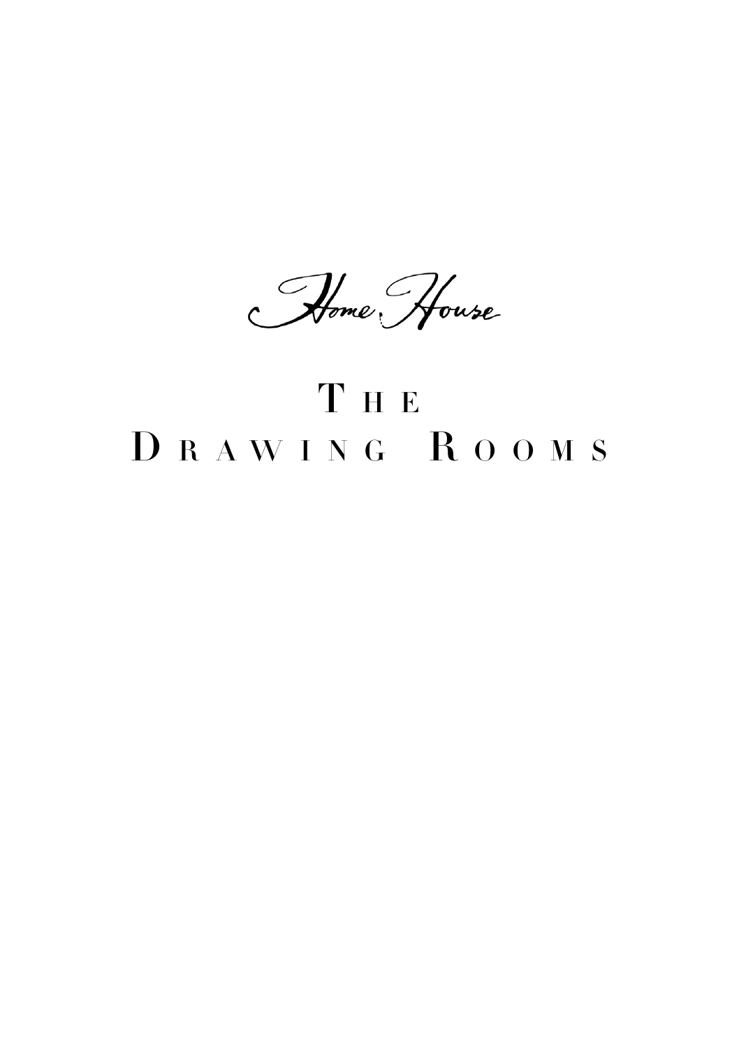*Home House*

# The Drawing Rooms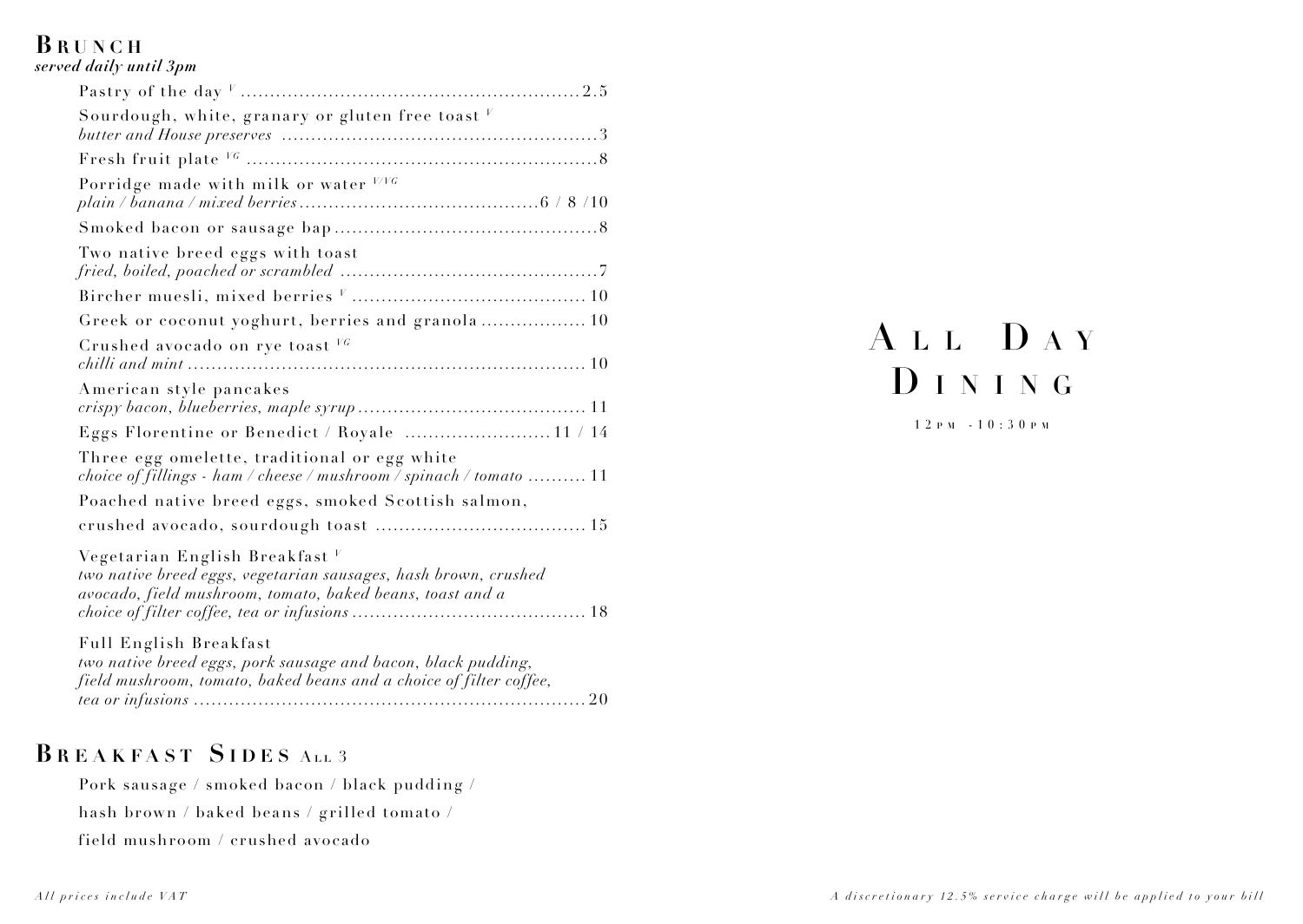## Brunch
***served daily until 3pm***

Pastry of the day [V] .......... 2.5

Sourdough, white, granary or gluten free toast [V]
*butter and House preserves* .......... 3

Fresh fruit plate [VG] .......... 8

Porridge made with milk or water [V/VG]
*plain / banana / mixed berries* .......... 6 / 8 /10

Smoked bacon or sausage bap .......... 8

Two native breed eggs with toast
*fried, boiled, poached or scrambled* .......... 7

Bircher muesli, mixed berries [V] .......... 10

Greek or coconut yoghurt, berries and granola .......... 10

Crushed avocado on rye toast [VG]
*chilli and mint* .......... 10

American style pancakes
*crispy bacon, blueberries, maple syrup* .......... 11

Eggs Florentine or Benedict / Royale .......... 11 / 14

Three egg omelette, traditional or egg white
*choice of fillings - ham / cheese / mushroom / spinach / tomato* .......... 11

Poached native breed eggs, smoked Scottish salmon,
crushed avocado, sourdough toast .......... 15

Vegetarian English Breakfast [V]
*two native breed eggs, vegetarian sausages, hash brown, crushed avocado, field mushroom, tomato, baked beans, toast and a choice of filter coffee, tea or infusions* .......... 18

Full English Breakfast
*two native breed eggs, pork sausage and bacon, black pudding, field mushroom, tomato, baked beans and a choice of filter coffee, tea or infusions* .......... 20

## Breakfast Sides All 3

Pork sausage / smoked bacon / black pudding /
hash brown / baked beans / grilled tomato /
field mushroom / crushed avocado

*All prices include VAT*

# All Day Dining

12pm - 10:30pm

*A discretionary 12.5% service charge will be applied to your bill*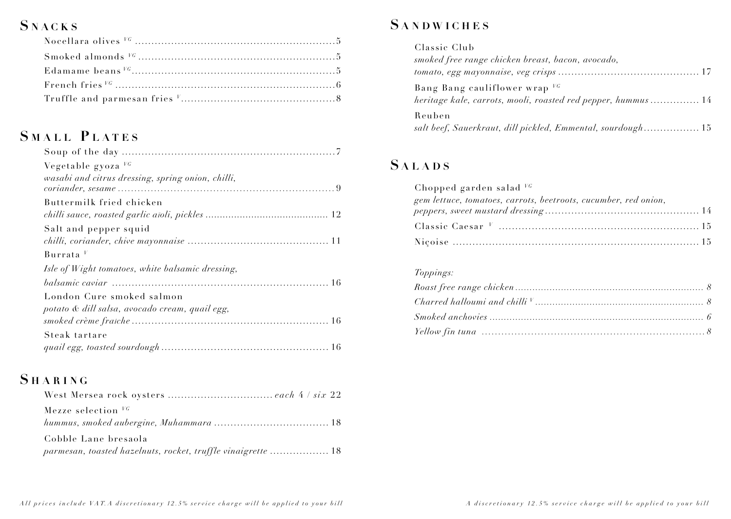## Snacks

- Nocellara olives VG ..... 5
- Smoked almonds VG ..... 5
- Edamame beans VG ..... 5
- French fries VG ..... 6
- Truffle and parmesan fries V ..... 8

## Small Plates

- Soup of the day ..... 7
- Vegetable gyoza VG  
  *wasabi and citrus dressing, spring onion, chilli, coriander, sesame* ..... 9
- Buttermilk fried chicken  
  *chilli sauce, roasted garlic aïoli, pickles* ..... 12
- Salt and pepper squid  
  *chilli, coriander, chive mayonnaise* ..... 11
- Burrata V  
  *Isle of Wight tomatoes, white balsamic dressing, balsamic caviar* ..... 16
- London Cure smoked salmon  
  *potato & dill salsa, avocado cream, quail egg, smoked crème fraiche* ..... 16
- Steak tartare  
  *quail egg, toasted sourdough* ..... 16

## Sharing

- West Mersea rock oysters ..... *each* 4 / *six* 22
- Mezze selection VG  
  *hummus, smoked aubergine, Muhammara* ..... 18
- Cobble Lane bresaola  
  *parmesan, toasted hazelnuts, rocket, truffle vinaigrette* ..... 18

*All prices include VAT. A discretionary 12.5% service charge will be applied to your bill*

## Sandwiches

- Classic Club  
  *smoked free range chicken breast, bacon, avocado, tomato, egg mayonnaise, veg crisps* ..... 17
- Bang Bang cauliflower wrap VG  
  *heritage kale, carrots, mooli, roasted red pepper, hummus* ..... 14
- Reuben  
  *salt beef, Sauerkraut, dill pickled, Emmental, sourdough* ..... 15

## Salads

- Chopped garden salad VG  
  *gem lettuce, tomatoes, carrots, beetroots, cucumber, red onion, peppers, sweet mustard dressing* ..... 14
- Classic Caesar V ..... 15
- Niçoise ..... 15

*Toppings:*

- *Roast free range chicken* ..... *8*
- *Charred halloumi and chilli V* ..... *8*
- *Smoked anchovies* ..... *6*
- *Yellow fin tuna* ..... *8*

*A discretionary 12.5% service charge will be applied to your bill*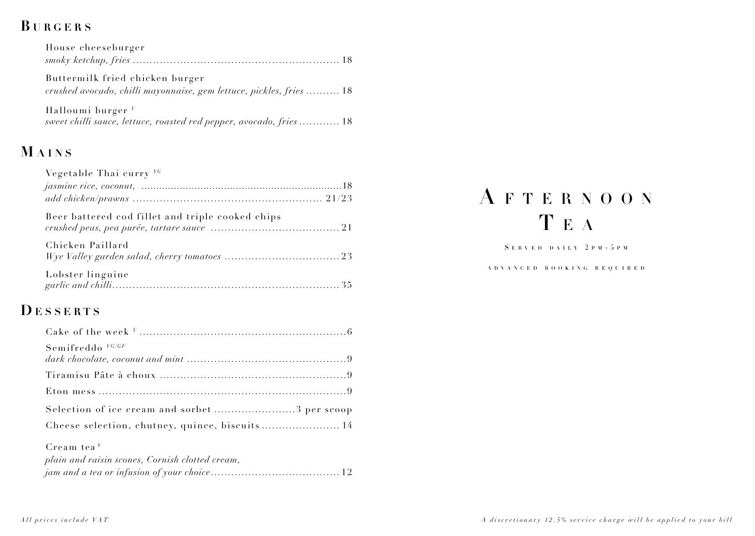## Burgers

House cheeseburger
*smoky ketchup, fries* ... 18

Buttermilk fried chicken burger
*crushed avocado, chilli mayonnaise, gem lettuce, pickles, fries* ... 18

Halloumi burger [V]
*sweet chilli sauce, lettuce, roasted red pepper, avocado, fries* ... 18

## Mains

Vegetable Thai curry [VG]
*jasmine rice, coconut,* ... 18
*add chicken/prawns* ... 21/23

Beer battered cod fillet and triple cooked chips
*crushed peas, pea purée, tartare sauce* ... 21

Chicken Paillard
*Wye Valley garden salad, cherry tomatoes* ... 23

Lobster linguine
*garlic and chilli* ... 35

## Desserts

Cake of the week [V] ... 6

Semifreddo [VG/GF]
*dark chocolate, coconut and mint* ... 9

Tiramisu Pâte à choux ... 9

Eton mess ... 9

Selection of ice cream and sorbet ... 3 per scoop

Cheese selection, chutney, quince, biscuits ... 14

Cream tea [V]
*plain and raisin scones, Cornish clotted cream,*
*jam and a tea or infusion of your choice* ... 12

*All prices include VAT*

# Afternoon Tea

Served daily 2pm-5pm

Advanced booking required

*A discretionary 12.5% service charge will be applied to your bill*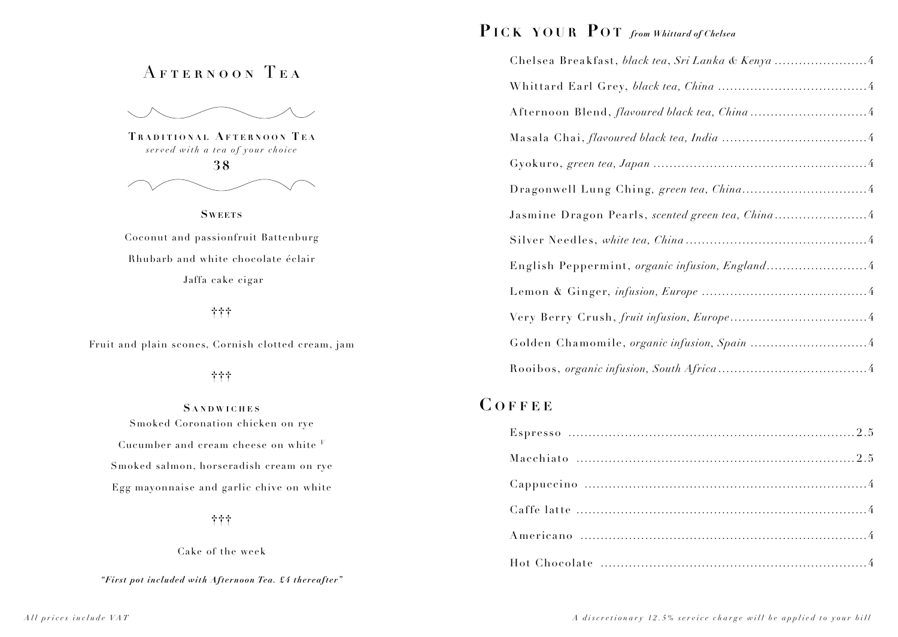# Afternoon Tea

## Traditional Afternoon Tea

*served with a tea of your choice*

**38**

### Sweets

Coconut and passionfruit Battenburg

Rhubarb and white chocolate éclair

Jaffa cake cigar

†††

Fruit and plain scones, Cornish clotted cream, jam

†††

### Sandwiches

Smoked Coronation chicken on rye

Cucumber and cream cheese on white [V]

Smoked salmon, horseradish cream on rye

Egg mayonnaise and garlic chive on white

†††

Cake of the week

*"First pot included with Afternoon Tea. £4 thereafter"*

## Pick your Pot *from Whittard of Chelsea*

| Tea | Price |
| --- | --- |
| Chelsea Breakfast, *black tea, Sri Lanka & Kenya* | 4 |
| Whittard Earl Grey, *black tea, China* | 4 |
| Afternoon Blend, *flavoured black tea, China* | 4 |
| Masala Chai, *flavoured black tea, India* | 4 |
| Gyokuro, *green tea, Japan* | 4 |
| Dragonwell Lung Ching, *green tea, China* | 4 |
| Jasmine Dragon Pearls, *scented green tea, China* | 4 |
| Silver Needles, *white tea, China* | 4 |
| English Peppermint, *organic infusion, England* | 4 |
| Lemon & Ginger, *infusion, Europe* | 4 |
| Very Berry Crush, *fruit infusion, Europe* | 4 |
| Golden Chamomile, *organic infusion, Spain* | 4 |
| Rooibos, *organic infusion, South Africa* | 4 |

## Coffee

| Coffee | Price |
| --- | --- |
| Espresso | 2.5 |
| Macchiato | 2.5 |
| Cappuccino | 4 |
| Caffe latte | 4 |
| Americano | 4 |
| Hot Chocolate | 4 |

*All prices include VAT*

*A discretionary 12.5% service charge will be applied to your bill*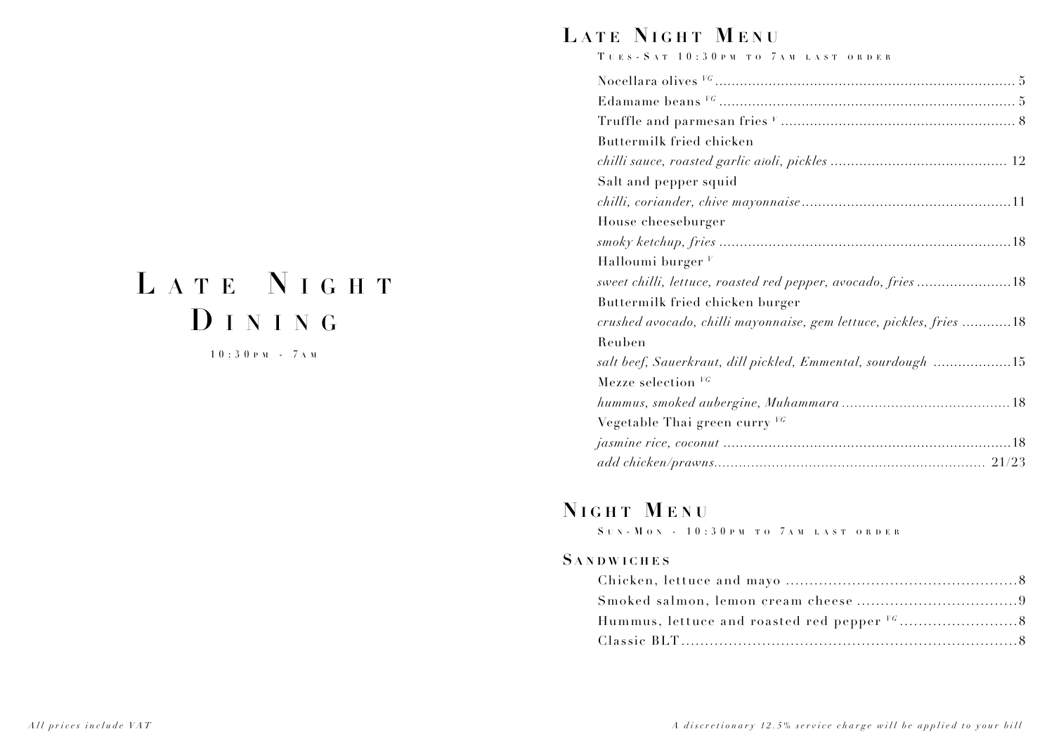# Late Night Dining

10:30pm - 7am

## Late Night Menu

Tues-Sat 10:30pm to 7am last order

Nocellara olives [VG] ..... 5

Edamame beans [VG] ..... 5

Truffle and parmesan fries [V] ..... 8

Buttermilk fried chicken
*chilli sauce, roasted garlic aïoli, pickles* ..... 12

Salt and pepper squid
*chilli, coriander, chive mayonnaise* ..... 11

House cheeseburger
*smoky ketchup, fries* ..... 18

Halloumi burger [V]
*sweet chilli, lettuce, roasted red pepper, avocado, fries* ..... 18

Buttermilk fried chicken burger
*crushed avocado, chilli mayonnaise, gem lettuce, pickles, fries* ..... 18

Reuben
*salt beef, Sauerkraut, dill pickled, Emmental, sourdough* ..... 15

Mezze selection [VG]
*hummus, smoked aubergine, Muhammara* ..... 18

Vegetable Thai green curry [VG]
*jasmine rice, coconut* ..... 18
*add chicken/prawns* ..... 21/23

## Night Menu

Sun-Mon - 10:30pm to 7am last order

### Sandwiches

Chicken, lettuce and mayo ..... 8

Smoked salmon, lemon cream cheese ..... 9

Hummus, lettuce and roasted red pepper [VG] ..... 8

Classic BLT ..... 8

*All prices include VAT*

*A discretionary 12.5% service charge will be applied to your bill*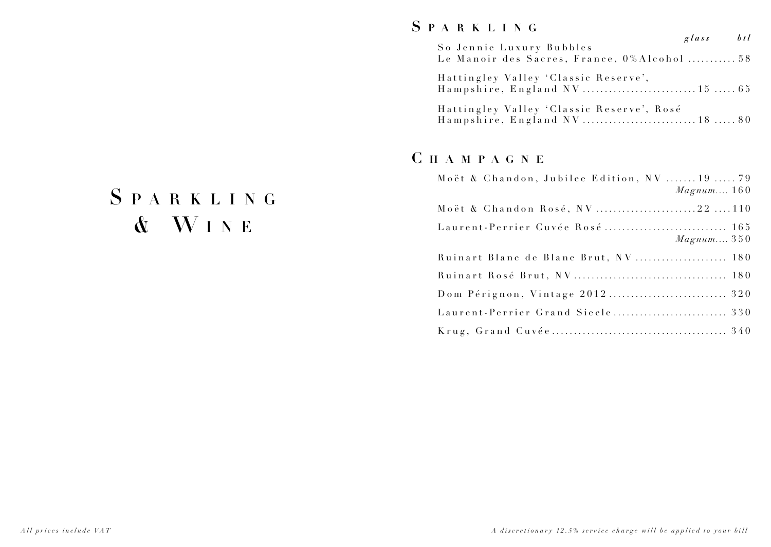# Sparkling & Wine

## Sparkling

| | glass | btl |
|---|---|---|
| So Jennie Luxury Bubbles<br>Le Manoir des Sacres, France, 0%Alcohol | | 58 |
| Hattingley Valley 'Classic Reserve',<br>Hampshire, England NV | 15 | 65 |
| Hattingley Valley 'Classic Reserve', Rosé<br>Hampshire, England NV | 18 | 80 |

## Champagne

| | glass | btl |
|---|---|---|
| Moët & Chandon, Jubilee Edition, NV | 19 | 79 |
| *Magnum* | | 160 |
| Moët & Chandon Rosé, NV | 22 | 110 |
| Laurent-Perrier Cuvée Rosé | | 165 |
| *Magnum* | | 350 |
| Ruinart Blanc de Blanc Brut, NV | | 180 |
| Ruinart Rosé Brut, NV | | 180 |
| Dom Pérignon, Vintage 2012 | | 320 |
| Laurent-Perrier Grand Siecle | | 330 |
| Krug, Grand Cuvée | | 340 |

*All prices include VAT*

*A discretionary 12.5% service charge will be applied to your bill*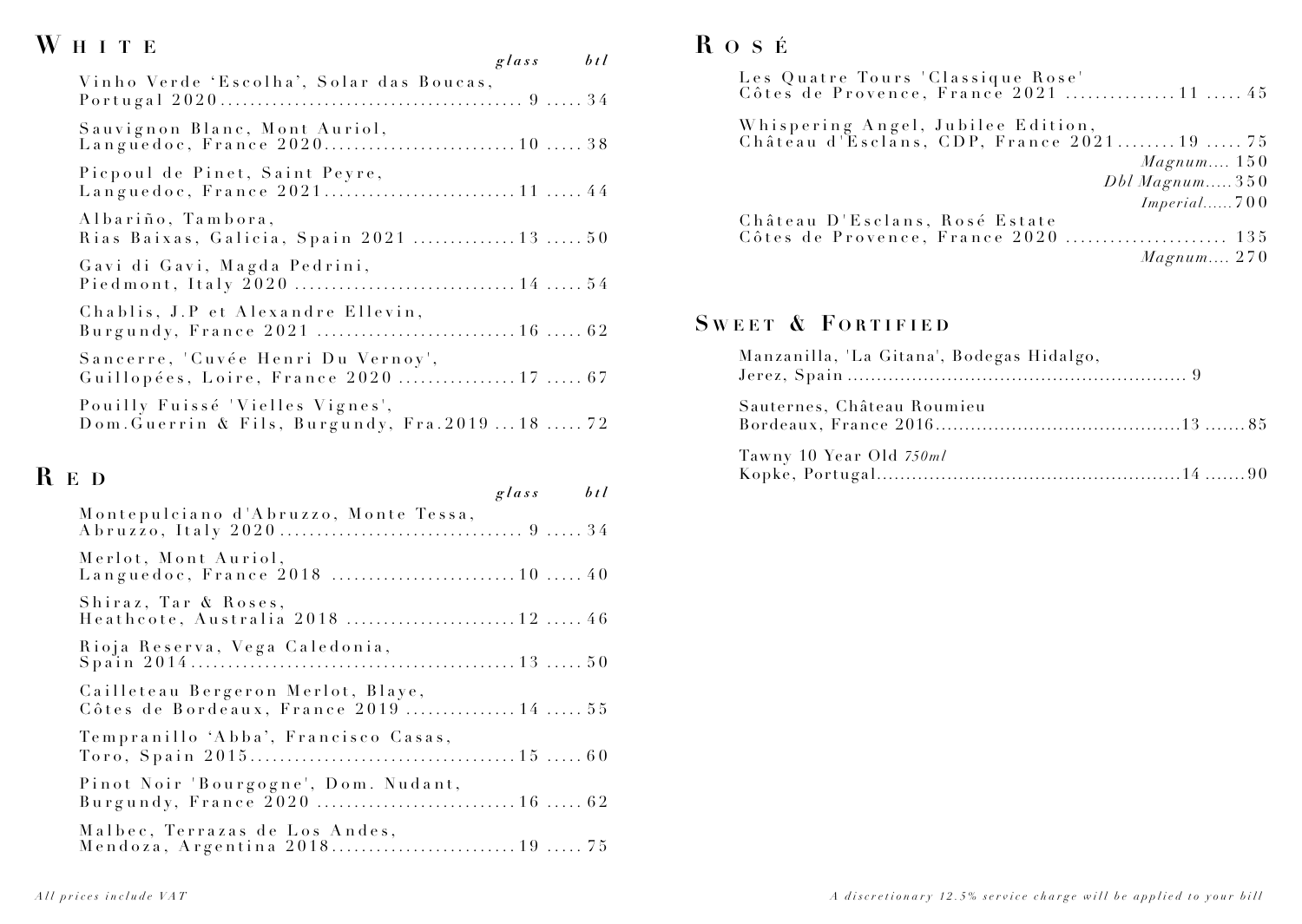## White

| Wine | glass | btl |
|---|---|---|
| Vinho Verde 'Escolha', Solar das Boucas, Portugal 2020 | 9 | 34 |
| Sauvignon Blanc, Mont Auriol, Languedoc, France 2020 | 10 | 38 |
| Picpoul de Pinet, Saint Peyre, Languedoc, France 2021 | 11 | 44 |
| Albariño, Tambora, Rias Baixas, Galicia, Spain 2021 | 13 | 50 |
| Gavi di Gavi, Magda Pedrini, Piedmont, Italy 2020 | 14 | 54 |
| Chablis, J.P et Alexandre Ellevin, Burgundy, France 2021 | 16 | 62 |
| Sancerre, 'Cuvée Henri Du Vernoy', Guillopées, Loire, France 2020 | 17 | 67 |
| Pouilly Fuissé 'Vielles Vignes', Dom.Guerrin & Fils, Burgundy, Fra.2019 | 18 | 72 |

## Red

| Wine | glass | btl |
|---|---|---|
| Montepulciano d'Abruzzo, Monte Tessa, Abruzzo, Italy 2020 | 9 | 34 |
| Merlot, Mont Auriol, Languedoc, France 2018 | 10 | 40 |
| Shiraz, Tar & Roses, Heathcote, Australia 2018 | 12 | 46 |
| Rioja Reserva, Vega Caledonia, Spain 2014 | 13 | 50 |
| Cailleteau Bergeron Merlot, Blaye, Côtes de Bordeaux, France 2019 | 14 | 55 |
| Tempranillo 'Abba', Francisco Casas, Toro, Spain 2015 | 15 | 60 |
| Pinot Noir 'Bourgogne', Dom. Nudant, Burgundy, France 2020 | 16 | 62 |
| Malbec, Terrazas de Los Andes, Mendoza, Argentina 2018 | 19 | 75 |

## Rosé

| Wine | glass | btl |
|---|---|---|
| Les Quatre Tours 'Classique Rose' Côtes de Provence, France 2021 | 11 | 45 |
| Whispering Angel, Jubilee Edition, Château d'Esclans, CDP, France 2021 | 19 | 75 |
| *Magnum* | | 150 |
| *Dbl Magnum* | | 350 |
| *Imperial* | | 700 |
| Château D'Esclans, Rosé Estate Côtes de Provence, France 2020 | | 135 |
| *Magnum* | | 270 |

## Sweet & Fortified

| Wine | glass | btl |
|---|---|---|
| Manzanilla, 'La Gitana', Bodegas Hidalgo, Jerez, Spain | | 9 |
| Sauternes, Château Roumieu Bordeaux, France 2016 | 13 | 85 |
| Tawny 10 Year Old *750ml* Kopke, Portugal | 14 | 90 |

*All prices include VAT*

*A discretionary 12.5% service charge will be applied to your bill*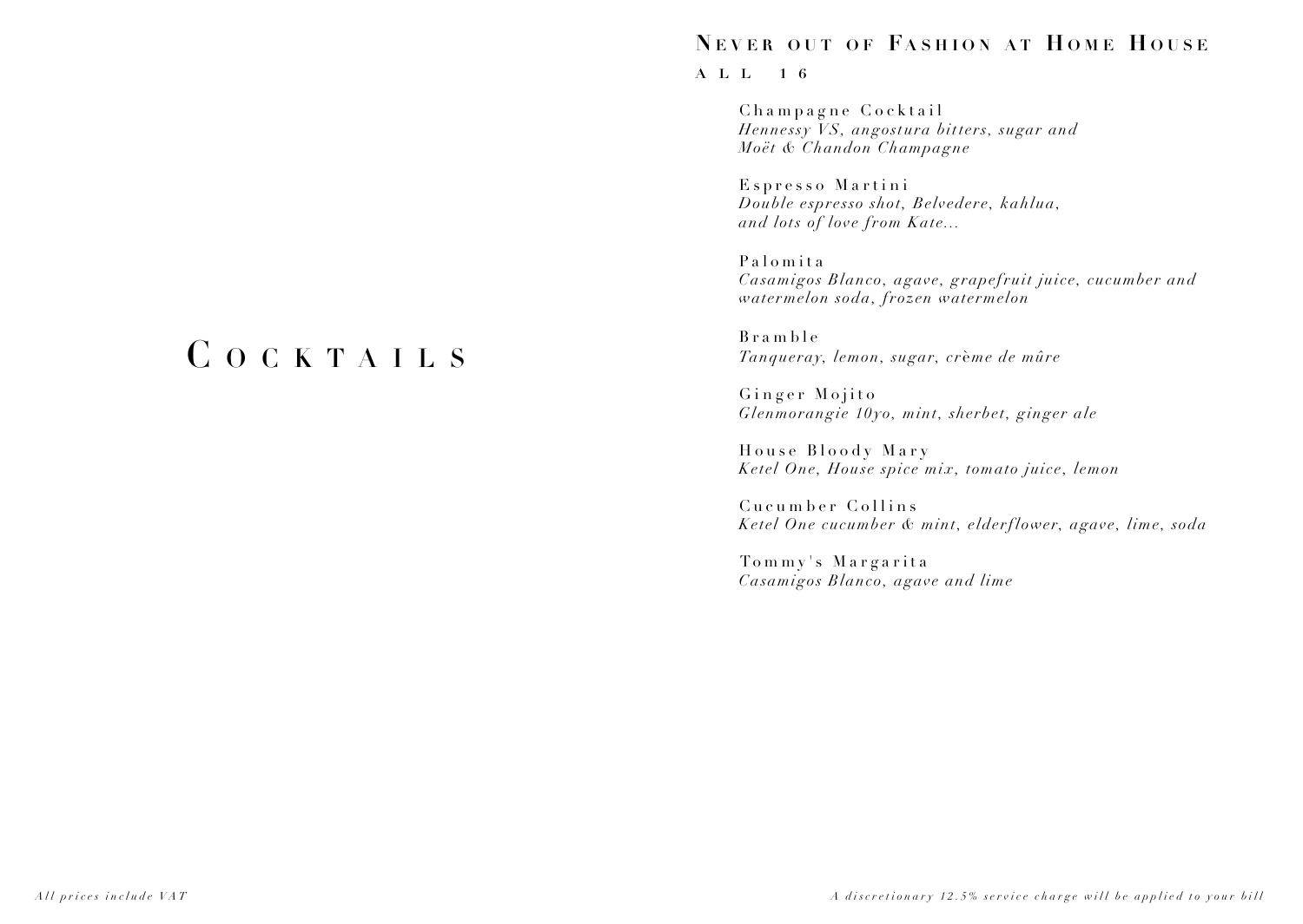# Cocktails

## Never out of Fashion at Home House

ALL 16

Champagne Cocktail
*Hennessy VS, angostura bitters, sugar and Moët & Chandon Champagne*

Espresso Martini
*Double espresso shot, Belvedere, kahlua, and lots of love from Kate...*

Palomita
*Casamigos Blanco, agave, grapefruit juice, cucumber and watermelon soda, frozen watermelon*

Bramble
*Tanqueray, lemon, sugar, crème de mûre*

Ginger Mojito
*Glenmorangie 10yo, mint, sherbet, ginger ale*

House Bloody Mary
*Ketel One, House spice mix, tomato juice, lemon*

Cucumber Collins
*Ketel One cucumber & mint, elderflower, agave, lime, soda*

Tommy's Margarita
*Casamigos Blanco, agave and lime*

*All prices include VAT*

*A discretionary 12.5% service charge will be applied to your bill*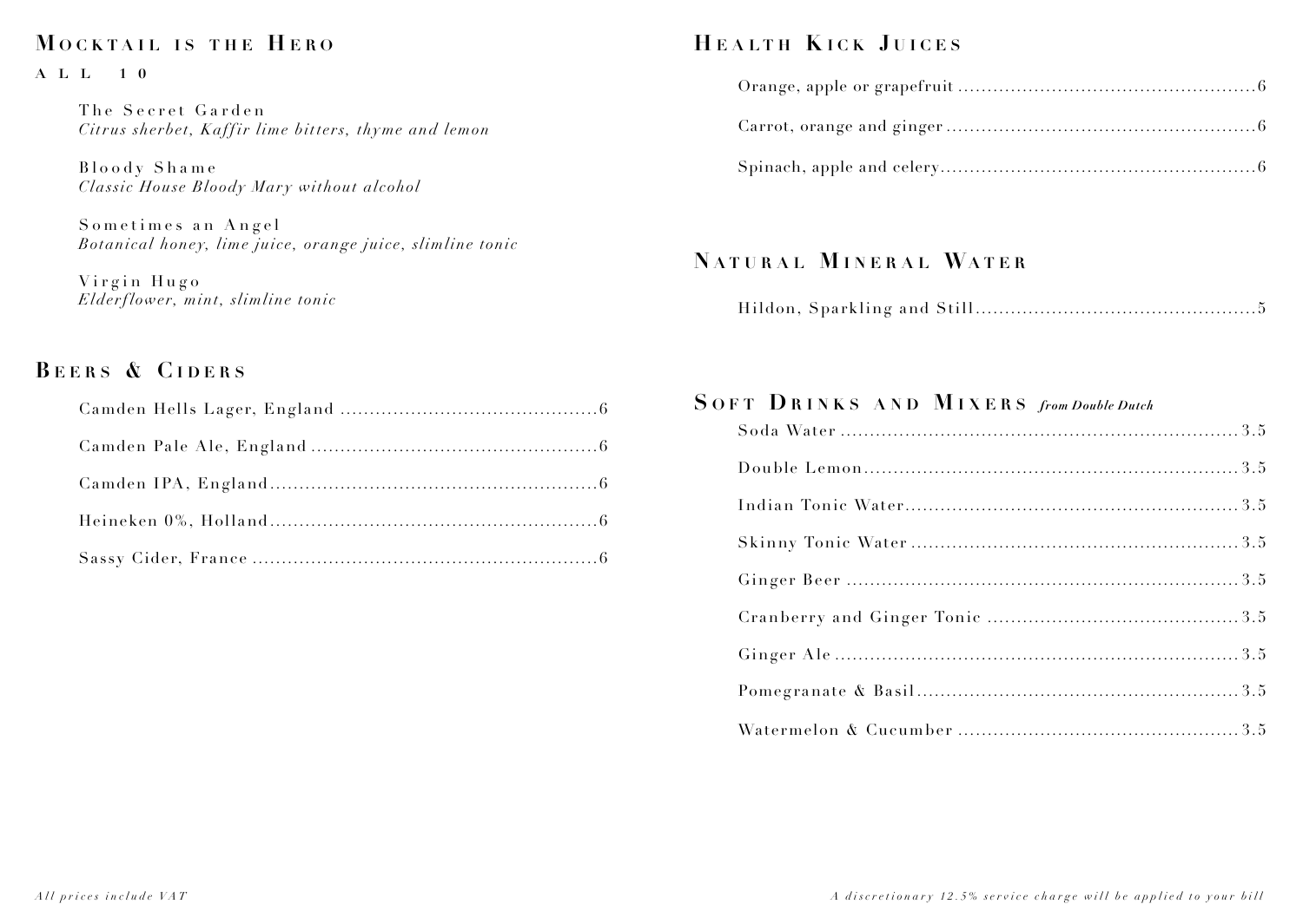## Mocktail is the Hero

ALL 10

The Secret Garden
*Citrus sherbet, Kaffir lime bitters, thyme and lemon*

Bloody Shame
*Classic House Bloody Mary without alcohol*

Sometimes an Angel
*Botanical honey, lime juice, orange juice, slimline tonic*

Virgin Hugo
*Elderflower, mint, slimline tonic*

## Beers & Ciders

Camden Hells Lager, England ....................6

Camden Pale Ale, England ....................6

Camden IPA, England ....................6

Heineken 0%, Holland ....................6

Sassy Cider, France ....................6

## Health Kick Juices

Orange, apple or grapefruit ....................6

Carrot, orange and ginger ....................6

Spinach, apple and celery ....................6

## Natural Mineral Water

Hildon, Sparkling and Still ....................5

## Soft Drinks and Mixers *from Double Dutch*

Soda Water ....................3.5

Double Lemon ....................3.5

Indian Tonic Water ....................3.5

Skinny Tonic Water ....................3.5

Ginger Beer ....................3.5

Cranberry and Ginger Tonic ....................3.5

Ginger Ale ....................3.5

Pomegranate & Basil ....................3.5

Watermelon & Cucumber ....................3.5

*All prices include VAT*

*A discretionary 12.5% service charge will be applied to your bill*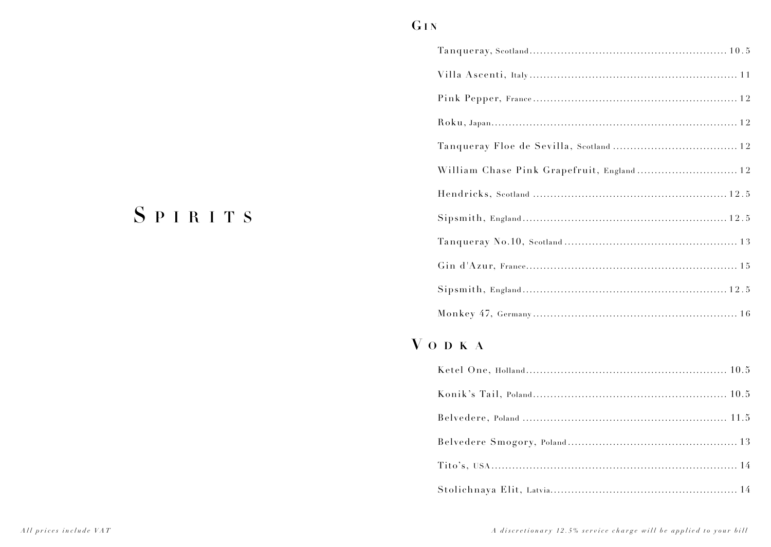# Spirits

## Gin

- Tanqueray, Scotland ........ 10.5
- Villa Ascenti, Italy ........ 11
- Pink Pepper, France ........ 12
- Roku, Japan ........ 12
- Tanqueray Floe de Sevilla, Scotland ........ 12
- William Chase Pink Grapefruit, England ........ 12
- Hendricks, Scotland ........ 12.5
- Sipsmith, England ........ 12.5
- Tanqueray No.10, Scotland ........ 13
- Gin d'Azur, France ........ 15
- Sipsmith, England ........ 12.5
- Monkey 47, Germany ........ 16

## Vodka

- Ketel One, Holland ........ 10.5
- Konik's Tail, Poland ........ 10.5
- Belvedere, Poland ........ 11.5
- Belvedere Smogory, Poland ........ 13
- Tito's, USA ........ 14
- Stolichnaya Elit, Latvia ........ 14

*All prices include VAT*

*A discretionary 12.5% service charge will be applied to your bill*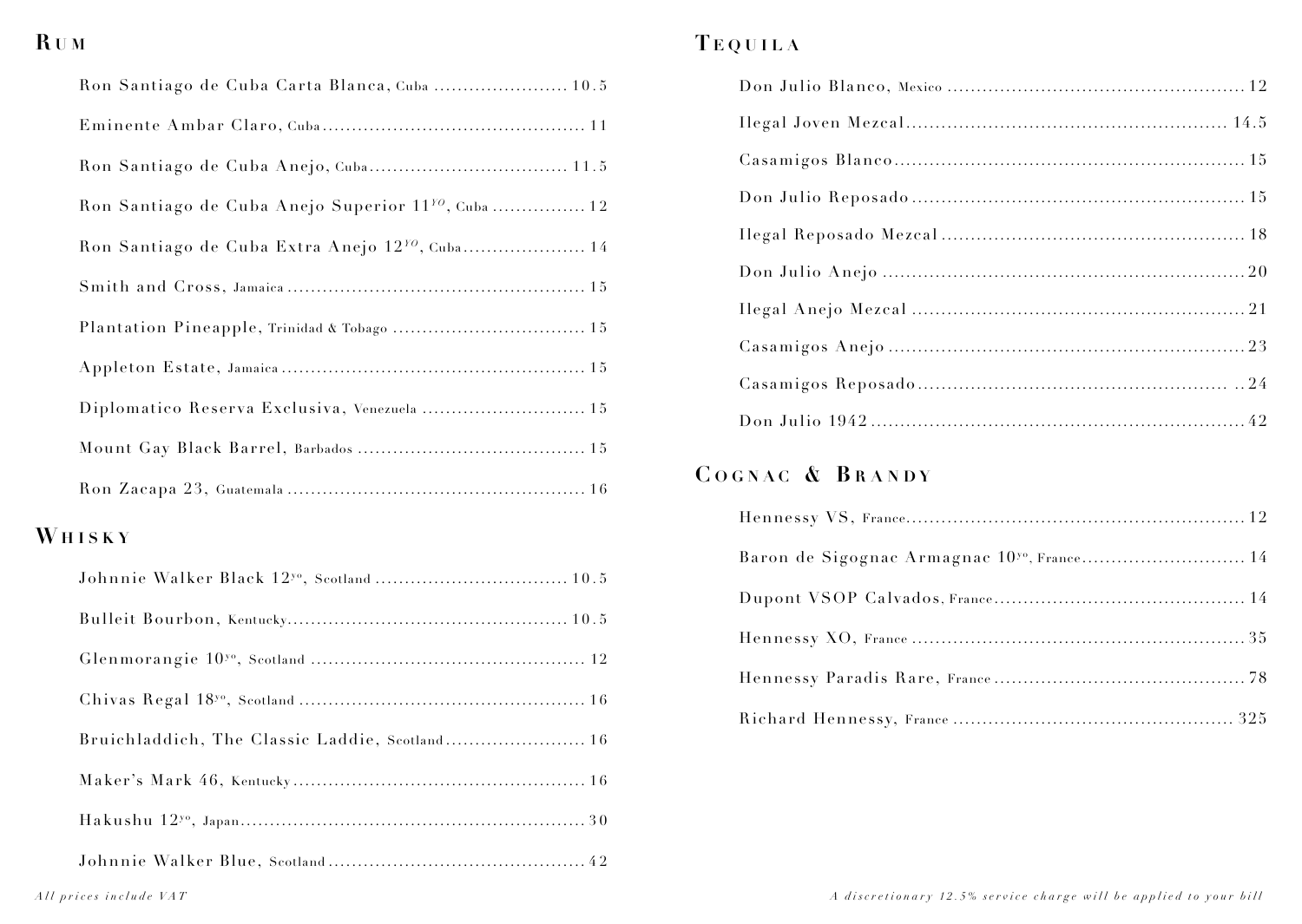## Rum

- Ron Santiago de Cuba Carta Blanca, Cuba .......... 10.5
- Eminente Ambar Claro, Cuba .......... 11
- Ron Santiago de Cuba Anejo, Cuba .......... 11.5
- Ron Santiago de Cuba Anejo Superior 11YO, Cuba .......... 12
- Ron Santiago de Cuba Extra Anejo 12YO, Cuba .......... 14
- Smith and Cross, Jamaica .......... 15
- Plantation Pineapple, Trinidad & Tobago .......... 15
- Appleton Estate, Jamaica .......... 15
- Diplomatico Reserva Exclusiva, Venezuela .......... 15
- Mount Gay Black Barrel, Barbados .......... 15
- Ron Zacapa 23, Guatemala .......... 16

## Whisky

- Johnnie Walker Black 12yo, Scotland .......... 10.5
- Bulleit Bourbon, Kentucky .......... 10.5
- Glenmorangie 10yo, Scotland .......... 12
- Chivas Regal 18yo, Scotland .......... 16
- Bruichladdich, The Classic Laddie, Scotland .......... 16
- Maker's Mark 46, Kentucky .......... 16
- Hakushu 12yo, Japan .......... 30
- Johnnie Walker Blue, Scotland .......... 42

## Tequila

- Don Julio Blanco, Mexico .......... 12
- Ilegal Joven Mezcal .......... 14.5
- Casamigos Blanco .......... 15
- Don Julio Reposado .......... 15
- Ilegal Reposado Mezcal .......... 18
- Don Julio Anejo .......... 20
- Ilegal Anejo Mezcal .......... 21
- Casamigos Anejo .......... 23
- Casamigos Reposado .......... 24
- Don Julio 1942 .......... 42

## Cognac & Brandy

- Hennessy VS, France .......... 12
- Baron de Sigognac Armagnac 10yo, France .......... 14
- Dupont VSOP Calvados, France .......... 14
- Hennessy XO, France .......... 35
- Hennessy Paradis Rare, France .......... 78
- Richard Hennessy, France .......... 325

*All prices include VAT*

*A discretionary 12.5% service charge will be applied to your bill*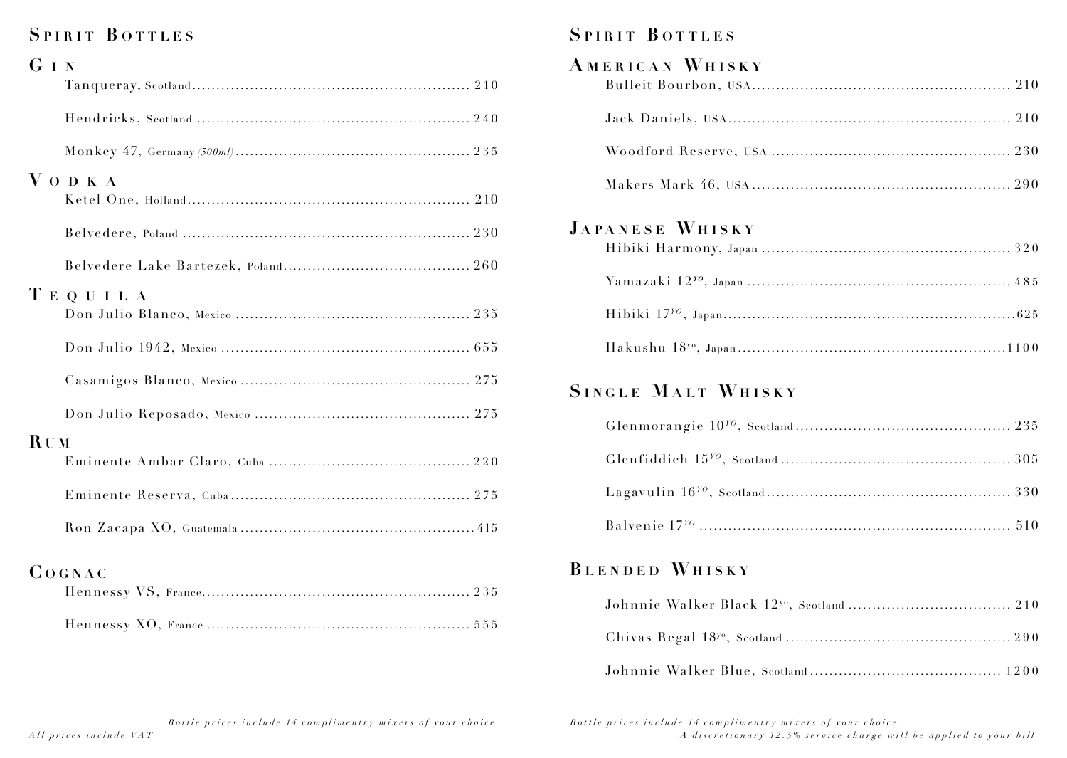## Spirit Bottles

### Gin

- Tanqueray, Scotland ............ 210
- Hendricks, Scotland ............ 240
- Monkey 47, Germany *(500ml)* ............ 235

### Vodka

- Ketel One, Holland ............ 210
- Belvedere, Poland ............ 230
- Belvedere Lake Bartezek, Poland ............ 260

### Tequila

- Don Julio Blanco, Mexico ............ 235
- Don Julio 1942, Mexico ............ 655
- Casamigos Blanco, Mexico ............ 275
- Don Julio Reposado, Mexico ............ 275

### Rum

- Eminente Ambar Claro, Cuba ............ 220
- Eminente Reserva, Cuba ............ 275
- Ron Zacapa XO, Guatemala ............ 415

### Cognac

- Hennessy VS, France ............ 235
- Hennessy XO, France ............ 555

*Bottle prices include 14 complimentry mixers of your choice.*

*All prices include VAT*

## Spirit Bottles

### American Whisky

- Bulleit Bourbon, USA ............ 210
- Jack Daniels, USA ............ 210
- Woodford Reserve, USA ............ 230
- Makers Mark 46, USA ............ 290

### Japanese Whisky

- Hibiki Harmony, Japan ............ 320
- Yamazaki 12YO, Japan ............ 485
- Hibiki 17YO, Japan ............ 625
- Hakushu 18yo, Japan ............ 1100

### Single Malt Whisky

- Glenmorangie 10YO, Scotland ............ 235
- Glenfiddich 15YO, Scotland ............ 305
- Lagavulin 16YO, Scotland ............ 330
- Balvenie 17YO ............ 510

### Blended Whisky

- Johnnie Walker Black 12yo, Scotland ............ 210
- Chivas Regal 18yo, Scotland ............ 290
- Johnnie Walker Blue, Scotland ............ 1200

*Bottle prices include 14 complimentry mixers of your choice.*

*A discretionary 12.5% service charge will be applied to your bill*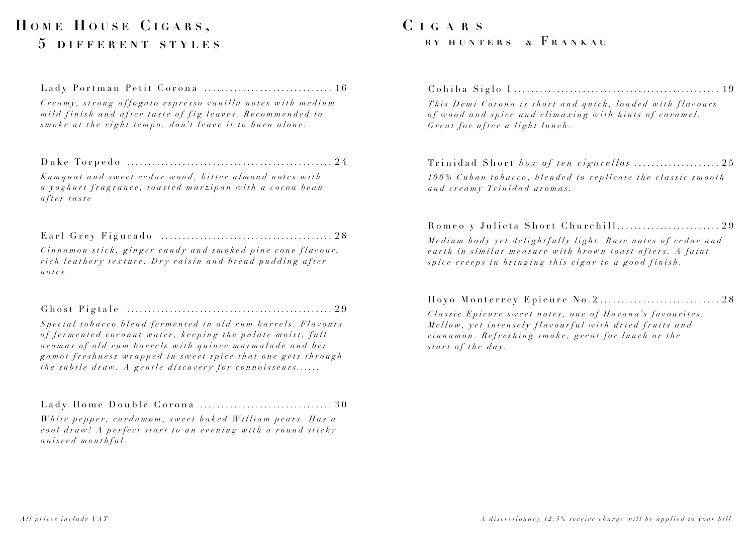# Home House Cigars,
## 5 different styles

Lady Portman Petit Corona .............................. 16

*Creamy, strong affogato espresso vanilla notes with medium mild finish and after taste of fig leaves. Recommended to smoke at the right tempo, don't leave it to burn alone.*

Duke Torpedo ................................................ 24

*Kumquat and sweet cedar wood, bitter almond notes with a yoghurt fragrance, toasted marzipan with a cocoa bean after taste*

Earl Grey Figurado ........................................ 28

*Cinnamon stick, ginger candy and smoked pine cone flavour, rich leathery texture. Dry raisin and bread pudding after notes.*

Ghost Pigtale ................................................ 29

*Special tobacco blend fermented in old rum barrels. Flavours of fermented coconut water, keeping the palate moist, full aromas of old rum barrels with quince marmalade and ber gamot freshness wrapped in sweet spice that one gets through the subtle draw. A gentle discovery for connoisseurs......*

Lady Home Double Corona ............................... 30

*White pepper, cardamom, sweet baked William pears. Has a cool draw! A perfect start to an evening with a round sticky aniseed mouthful.*

*All prices include VAT*

# Cigars
## by hunters & Frankau

Cohiba Siglo I................................................ 19

*This Demi Corona is short and quick, loaded with flavours of wood and spice and climaxing with hints of caramel. Great for after a light lunch.*

Trinidad Short *box of ten cigarellos* .................... 25

*100% Cuban tobacco, blended to replicate the classic smooth and creamy Trinidad aromas.*

Romeo y Julieta Short Churchill........................ 29

*Medium body yet delightfully light. Base notes of cedar and earth in similar measure with brown toast afters. A faint spice creeps in bringing this cigar to a good finish.*

Hoyo Monterrey Epicure No.2............................ 28

*Classic Epicure sweet notes, one of Havana's favourites. Mellow, yet intensely flavourful with dried fruits and cinnamon. Refreshing smoke, great for lunch or the start of the day.*

*A discretionary 12.5% service charge will be applied to your bill*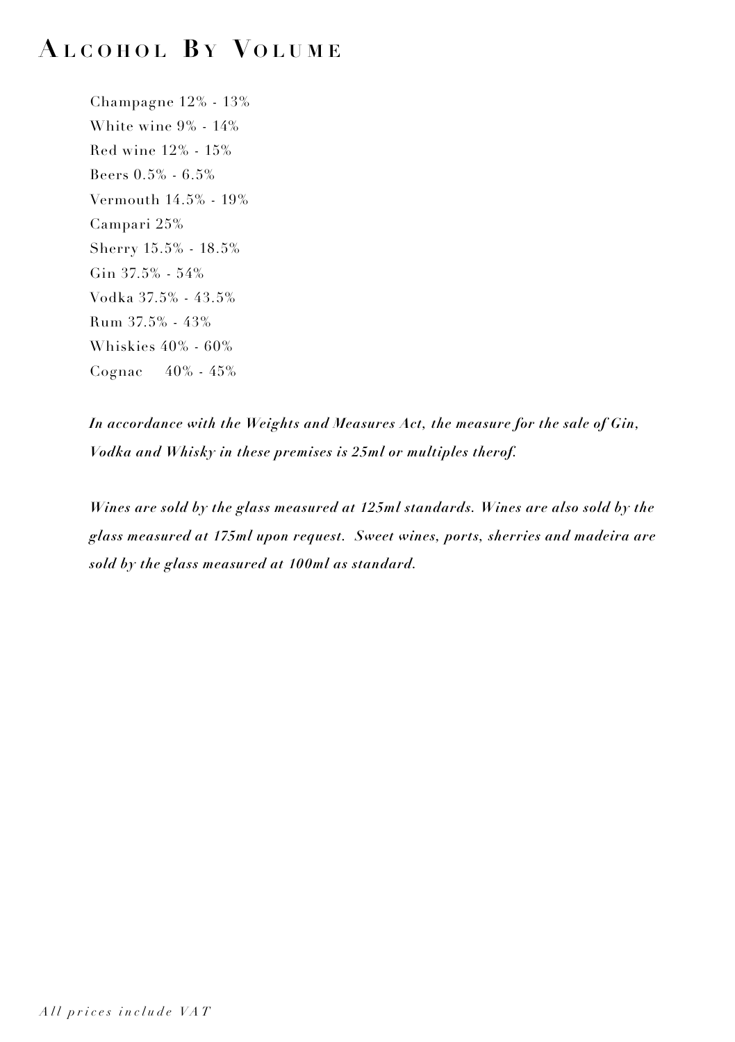# Alcohol By Volume

Champagne 12% - 13%
White wine 9% - 14%
Red wine 12% - 15%
Beers 0.5% - 6.5%
Vermouth 14.5% - 19%
Campari 25%
Sherry 15.5% - 18.5%
Gin 37.5% - 54%
Vodka 37.5% - 43.5%
Rum 37.5% - 43%
Whiskies 40% - 60%
Cognac 40% - 45%

***In accordance with the Weights and Measures Act, the measure for the sale of Gin, Vodka and Whisky in these premises is 25ml or multiples therof.***

***Wines are sold by the glass measured at 125ml standards. Wines are also sold by the glass measured at 175ml upon request. Sweet wines, ports, sherries and madeira are sold by the glass measured at 100ml as standard.***

*All prices include VAT*